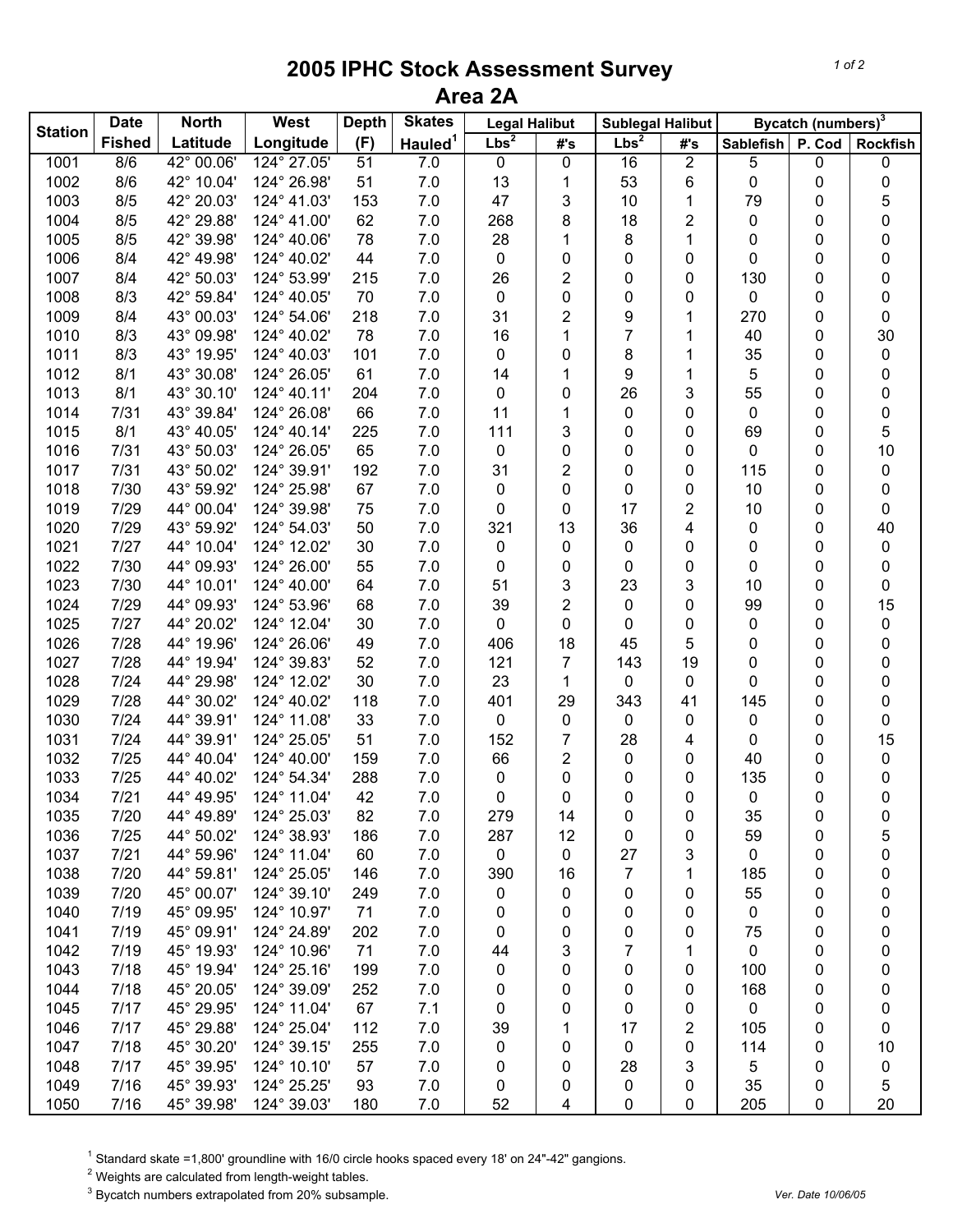# 2005 IPHC Stock Assessment Survey
## Area 2A

| Station | Date Fished | North Latitude | West Longitude | Depth (F) | Skates Hauled[1] | Legal Halibut | | Sublegal Halibut | | Bycatch (numbers)[3] | | |
|---|---|---|---|---|---|---|---|---|---|---|---|---|
| | | | | | | Lbs[2] | #'s | Lbs[2] | #'s | Sablefish | P. Cod | Rockfish |
| 1001 | 8/6 | 42° 00.06' | 124° 27.05' | 51 | 7.0 | 0 | 0 | 16 | 2 | 5 | 0 | 0 |
| 1002 | 8/6 | 42° 10.04' | 124° 26.98' | 51 | 7.0 | 13 | 1 | 53 | 6 | 0 | 0 | 0 |
| 1003 | 8/5 | 42° 20.03' | 124° 41.03' | 153 | 7.0 | 47 | 3 | 10 | 1 | 79 | 0 | 5 |
| 1004 | 8/5 | 42° 29.88' | 124° 41.00' | 62 | 7.0 | 268 | 8 | 18 | 2 | 0 | 0 | 0 |
| 1005 | 8/5 | 42° 39.98' | 124° 40.06' | 78 | 7.0 | 28 | 1 | 8 | 1 | 0 | 0 | 0 |
| 1006 | 8/4 | 42° 49.98' | 124° 40.02' | 44 | 7.0 | 0 | 0 | 0 | 0 | 0 | 0 | 0 |
| 1007 | 8/4 | 42° 50.03' | 124° 53.99' | 215 | 7.0 | 26 | 2 | 0 | 0 | 130 | 0 | 0 |
| 1008 | 8/3 | 42° 59.84' | 124° 40.05' | 70 | 7.0 | 0 | 0 | 0 | 0 | 0 | 0 | 0 |
| 1009 | 8/4 | 43° 00.03' | 124° 54.06' | 218 | 7.0 | 31 | 2 | 9 | 1 | 270 | 0 | 0 |
| 1010 | 8/3 | 43° 09.98' | 124° 40.02' | 78 | 7.0 | 16 | 1 | 7 | 1 | 40 | 0 | 30 |
| 1011 | 8/3 | 43° 19.95' | 124° 40.03' | 101 | 7.0 | 0 | 0 | 8 | 1 | 35 | 0 | 0 |
| 1012 | 8/1 | 43° 30.08' | 124° 26.05' | 61 | 7.0 | 14 | 1 | 9 | 1 | 5 | 0 | 0 |
| 1013 | 8/1 | 43° 30.10' | 124° 40.11' | 204 | 7.0 | 0 | 0 | 26 | 3 | 55 | 0 | 0 |
| 1014 | 7/31 | 43° 39.84' | 124° 26.08' | 66 | 7.0 | 11 | 1 | 0 | 0 | 0 | 0 | 0 |
| 1015 | 8/1 | 43° 40.05' | 124° 40.14' | 225 | 7.0 | 111 | 3 | 0 | 0 | 69 | 0 | 5 |
| 1016 | 7/31 | 43° 50.03' | 124° 26.05' | 65 | 7.0 | 0 | 0 | 0 | 0 | 0 | 0 | 10 |
| 1017 | 7/31 | 43° 50.02' | 124° 39.91' | 192 | 7.0 | 31 | 2 | 0 | 0 | 115 | 0 | 0 |
| 1018 | 7/30 | 43° 59.92' | 124° 25.98' | 67 | 7.0 | 0 | 0 | 0 | 0 | 10 | 0 | 0 |
| 1019 | 7/29 | 44° 00.04' | 124° 39.98' | 75 | 7.0 | 0 | 0 | 17 | 2 | 10 | 0 | 0 |
| 1020 | 7/29 | 43° 59.92' | 124° 54.03' | 50 | 7.0 | 321 | 13 | 36 | 4 | 0 | 0 | 40 |
| 1021 | 7/27 | 44° 10.04' | 124° 12.02' | 30 | 7.0 | 0 | 0 | 0 | 0 | 0 | 0 | 0 |
| 1022 | 7/30 | 44° 09.93' | 124° 26.00' | 55 | 7.0 | 0 | 0 | 0 | 0 | 0 | 0 | 0 |
| 1023 | 7/30 | 44° 10.01' | 124° 40.00' | 64 | 7.0 | 51 | 3 | 23 | 3 | 10 | 0 | 0 |
| 1024 | 7/29 | 44° 09.93' | 124° 53.96' | 68 | 7.0 | 39 | 2 | 0 | 0 | 99 | 0 | 15 |
| 1025 | 7/27 | 44° 20.02' | 124° 12.04' | 30 | 7.0 | 0 | 0 | 0 | 0 | 0 | 0 | 0 |
| 1026 | 7/28 | 44° 19.96' | 124° 26.06' | 49 | 7.0 | 406 | 18 | 45 | 5 | 0 | 0 | 0 |
| 1027 | 7/28 | 44° 19.94' | 124° 39.83' | 52 | 7.0 | 121 | 7 | 143 | 19 | 0 | 0 | 0 |
| 1028 | 7/24 | 44° 29.98' | 124° 12.02' | 30 | 7.0 | 23 | 1 | 0 | 0 | 0 | 0 | 0 |
| 1029 | 7/28 | 44° 30.02' | 124° 40.02' | 118 | 7.0 | 401 | 29 | 343 | 41 | 145 | 0 | 0 |
| 1030 | 7/24 | 44° 39.91' | 124° 11.08' | 33 | 7.0 | 0 | 0 | 0 | 0 | 0 | 0 | 0 |
| 1031 | 7/24 | 44° 39.91' | 124° 25.05' | 51 | 7.0 | 152 | 7 | 28 | 4 | 0 | 0 | 15 |
| 1032 | 7/25 | 44° 40.04' | 124° 40.00' | 159 | 7.0 | 66 | 2 | 0 | 0 | 40 | 0 | 0 |
| 1033 | 7/25 | 44° 40.02' | 124° 54.34' | 288 | 7.0 | 0 | 0 | 0 | 0 | 135 | 0 | 0 |
| 1034 | 7/21 | 44° 49.95' | 124° 11.04' | 42 | 7.0 | 0 | 0 | 0 | 0 | 0 | 0 | 0 |
| 1035 | 7/20 | 44° 49.89' | 124° 25.03' | 82 | 7.0 | 279 | 14 | 0 | 0 | 35 | 0 | 0 |
| 1036 | 7/25 | 44° 50.02' | 124° 38.93' | 186 | 7.0 | 287 | 12 | 0 | 0 | 59 | 0 | 5 |
| 1037 | 7/21 | 44° 59.96' | 124° 11.04' | 60 | 7.0 | 0 | 0 | 27 | 3 | 0 | 0 | 0 |
| 1038 | 7/20 | 44° 59.81' | 124° 25.05' | 146 | 7.0 | 390 | 16 | 7 | 1 | 185 | 0 | 0 |
| 1039 | 7/20 | 45° 00.07' | 124° 39.10' | 249 | 7.0 | 0 | 0 | 0 | 0 | 55 | 0 | 0 |
| 1040 | 7/19 | 45° 09.95' | 124° 10.97' | 71 | 7.0 | 0 | 0 | 0 | 0 | 0 | 0 | 0 |
| 1041 | 7/19 | 45° 09.91' | 124° 24.89' | 202 | 7.0 | 0 | 0 | 0 | 0 | 75 | 0 | 0 |
| 1042 | 7/19 | 45° 19.93' | 124° 10.96' | 71 | 7.0 | 44 | 3 | 7 | 1 | 0 | 0 | 0 |
| 1043 | 7/18 | 45° 19.94' | 124° 25.16' | 199 | 7.0 | 0 | 0 | 0 | 0 | 100 | 0 | 0 |
| 1044 | 7/18 | 45° 20.05' | 124° 39.09' | 252 | 7.0 | 0 | 0 | 0 | 0 | 168 | 0 | 0 |
| 1045 | 7/17 | 45° 29.95' | 124° 11.04' | 67 | 7.1 | 0 | 0 | 0 | 0 | 0 | 0 | 0 |
| 1046 | 7/17 | 45° 29.88' | 124° 25.04' | 112 | 7.0 | 39 | 1 | 17 | 2 | 105 | 0 | 0 |
| 1047 | 7/18 | 45° 30.20' | 124° 39.15' | 255 | 7.0 | 0 | 0 | 0 | 0 | 114 | 0 | 10 |
| 1048 | 7/17 | 45° 39.95' | 124° 10.10' | 57 | 7.0 | 0 | 0 | 28 | 3 | 5 | 0 | 0 |
| 1049 | 7/16 | 45° 39.93' | 124° 25.25' | 93 | 7.0 | 0 | 0 | 0 | 0 | 35 | 0 | 5 |
| 1050 | 7/16 | 45° 39.98' | 124° 39.03' | 180 | 7.0 | 52 | 4 | 0 | 0 | 205 | 0 | 20 |

[1] Standard skate =1,800' groundline with 16/0 circle hooks spaced every 18' on 24"-42" gangions.

[2] Weights are calculated from length-weight tables.

[3] Bycatch numbers extrapolated from 20% subsample.

Ver. Date 10/06/05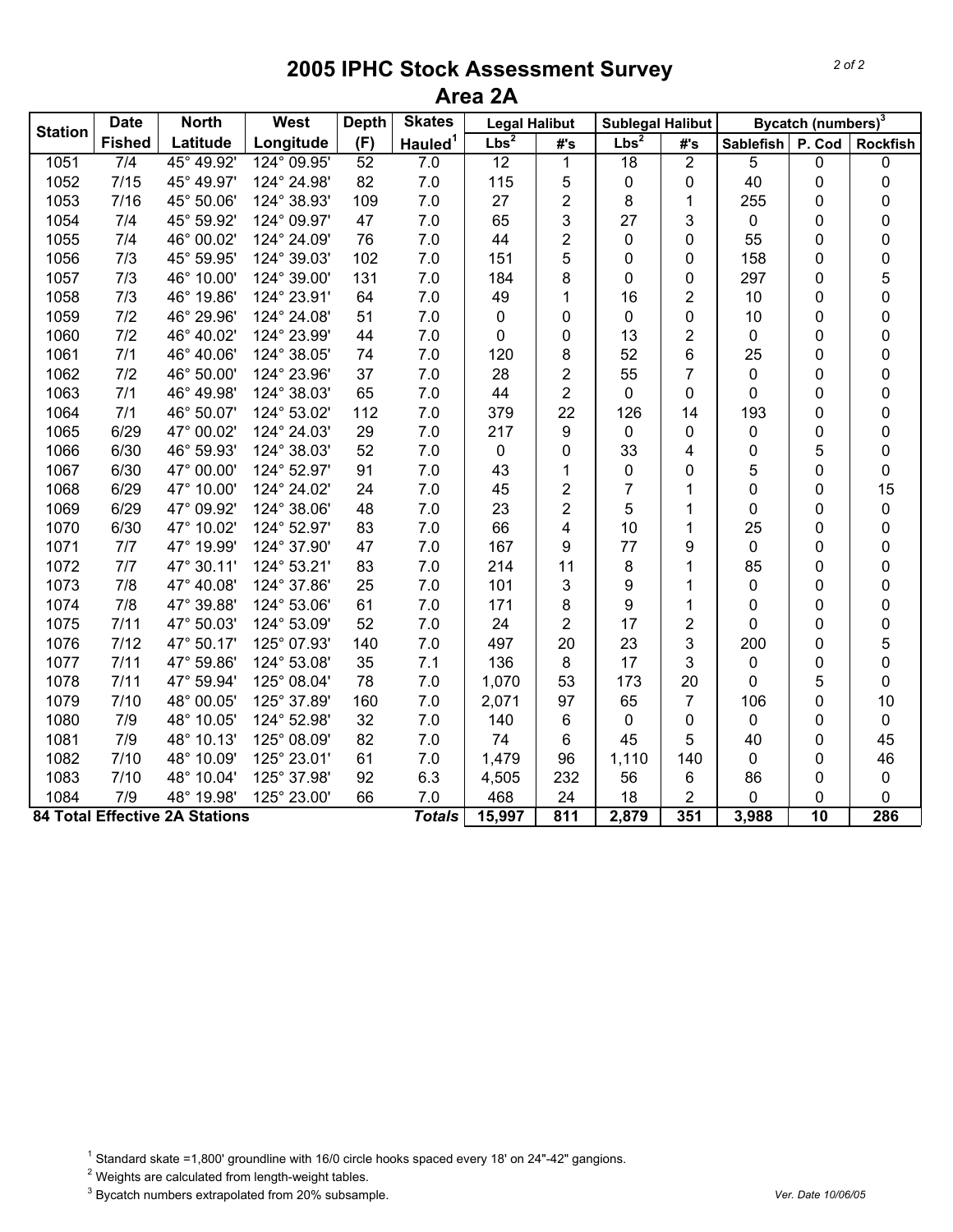# 2005 IPHC Stock Assessment Survey
## Area 2A

| Station | Date Fished | North Latitude | West Longitude | Depth (F) | Skates Hauled[1] | Legal Halibut | | Sublegal Halibut | | Bycatch (numbers)[3] | | |
|---|---|---|---|---|---|---|---|---|---|---|---|---|
| | | | | | | Lbs[2] | #'s | Lbs[2] | #'s | Sablefish | P. Cod | Rockfish |
| 1051 | 7/4 | 45° 49.92' | 124° 09.95' | 52 | 7.0 | 12 | 1 | 18 | 2 | 5 | 0 | 0 |
| 1052 | 7/15 | 45° 49.97' | 124° 24.98' | 82 | 7.0 | 115 | 5 | 0 | 0 | 40 | 0 | 0 |
| 1053 | 7/16 | 45° 50.06' | 124° 38.93' | 109 | 7.0 | 27 | 2 | 8 | 1 | 255 | 0 | 0 |
| 1054 | 7/4 | 45° 59.92' | 124° 09.97' | 47 | 7.0 | 65 | 3 | 27 | 3 | 0 | 0 | 0 |
| 1055 | 7/4 | 46° 00.02' | 124° 24.09' | 76 | 7.0 | 44 | 2 | 0 | 0 | 55 | 0 | 0 |
| 1056 | 7/3 | 45° 59.95' | 124° 39.03' | 102 | 7.0 | 151 | 5 | 0 | 0 | 158 | 0 | 0 |
| 1057 | 7/3 | 46° 10.00' | 124° 39.00' | 131 | 7.0 | 184 | 8 | 0 | 0 | 297 | 0 | 5 |
| 1058 | 7/3 | 46° 19.86' | 124° 23.91' | 64 | 7.0 | 49 | 1 | 16 | 2 | 10 | 0 | 0 |
| 1059 | 7/2 | 46° 29.96' | 124° 24.08' | 51 | 7.0 | 0 | 0 | 0 | 0 | 10 | 0 | 0 |
| 1060 | 7/2 | 46° 40.02' | 124° 23.99' | 44 | 7.0 | 0 | 0 | 13 | 2 | 0 | 0 | 0 |
| 1061 | 7/1 | 46° 40.06' | 124° 38.05' | 74 | 7.0 | 120 | 8 | 52 | 6 | 25 | 0 | 0 |
| 1062 | 7/2 | 46° 50.00' | 124° 23.96' | 37 | 7.0 | 28 | 2 | 55 | 7 | 0 | 0 | 0 |
| 1063 | 7/1 | 46° 49.98' | 124° 38.03' | 65 | 7.0 | 44 | 2 | 0 | 0 | 0 | 0 | 0 |
| 1064 | 7/1 | 46° 50.07' | 124° 53.02' | 112 | 7.0 | 379 | 22 | 126 | 14 | 193 | 0 | 0 |
| 1065 | 6/29 | 47° 00.02' | 124° 24.03' | 29 | 7.0 | 217 | 9 | 0 | 0 | 0 | 0 | 0 |
| 1066 | 6/30 | 46° 59.93' | 124° 38.03' | 52 | 7.0 | 0 | 0 | 33 | 4 | 0 | 5 | 0 |
| 1067 | 6/30 | 47° 00.00' | 124° 52.97' | 91 | 7.0 | 43 | 1 | 0 | 0 | 5 | 0 | 0 |
| 1068 | 6/29 | 47° 10.00' | 124° 24.02' | 24 | 7.0 | 45 | 2 | 7 | 1 | 0 | 0 | 15 |
| 1069 | 6/29 | 47° 09.92' | 124° 38.06' | 48 | 7.0 | 23 | 2 | 5 | 1 | 0 | 0 | 0 |
| 1070 | 6/30 | 47° 10.02' | 124° 52.97' | 83 | 7.0 | 66 | 4 | 10 | 1 | 25 | 0 | 0 |
| 1071 | 7/7 | 47° 19.99' | 124° 37.90' | 47 | 7.0 | 167 | 9 | 77 | 9 | 0 | 0 | 0 |
| 1072 | 7/7 | 47° 30.11' | 124° 53.21' | 83 | 7.0 | 214 | 11 | 8 | 1 | 85 | 0 | 0 |
| 1073 | 7/8 | 47° 40.08' | 124° 37.86' | 25 | 7.0 | 101 | 3 | 9 | 1 | 0 | 0 | 0 |
| 1074 | 7/8 | 47° 39.88' | 124° 53.06' | 61 | 7.0 | 171 | 8 | 9 | 1 | 0 | 0 | 0 |
| 1075 | 7/11 | 47° 50.03' | 124° 53.09' | 52 | 7.0 | 24 | 2 | 17 | 2 | 0 | 0 | 0 |
| 1076 | 7/12 | 47° 50.17' | 125° 07.93' | 140 | 7.0 | 497 | 20 | 23 | 3 | 200 | 0 | 5 |
| 1077 | 7/11 | 47° 59.86' | 124° 53.08' | 35 | 7.1 | 136 | 8 | 17 | 3 | 0 | 0 | 0 |
| 1078 | 7/11 | 47° 59.94' | 125° 08.04' | 78 | 7.0 | 1,070 | 53 | 173 | 20 | 0 | 5 | 0 |
| 1079 | 7/10 | 48° 00.05' | 125° 37.89' | 160 | 7.0 | 2,071 | 97 | 65 | 7 | 106 | 0 | 10 |
| 1080 | 7/9 | 48° 10.05' | 124° 52.98' | 32 | 7.0 | 140 | 6 | 0 | 0 | 0 | 0 | 0 |
| 1081 | 7/9 | 48° 10.13' | 125° 08.09' | 82 | 7.0 | 74 | 6 | 45 | 5 | 40 | 0 | 45 |
| 1082 | 7/10 | 48° 10.09' | 125° 23.01' | 61 | 7.0 | 1,479 | 96 | 1,110 | 140 | 0 | 0 | 46 |
| 1083 | 7/10 | 48° 10.04' | 125° 37.98' | 92 | 6.3 | 4,505 | 232 | 56 | 6 | 86 | 0 | 0 |
| 1084 | 7/9 | 48° 19.98' | 125° 23.00' | 66 | 7.0 | 468 | 24 | 18 | 2 | 0 | 0 | 0 |
| **84 Total Effective 2A Stations** | | | | | ***Totals*** | **15,997** | **811** | **2,879** | **351** | **3,988** | **10** | **286** |

[1] Standard skate =1,800' groundline with 16/0 circle hooks spaced every 18' on 24"-42" gangions.
[2] Weights are calculated from length-weight tables.
[3] Bycatch numbers extrapolated from 20% subsample.

*Ver. Date 10/06/05*